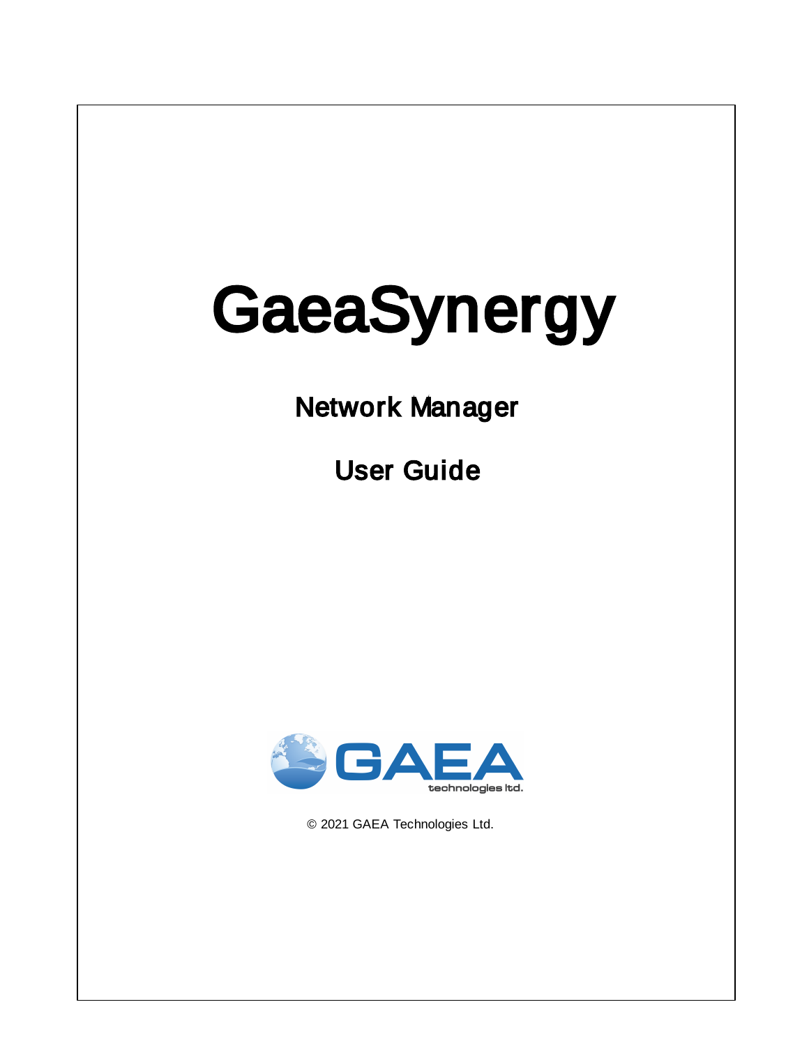# GaeaSynergy

## Network Manager

## User Guide

GAEA technologies ltd.

© 2021 GAEA Technologies Ltd.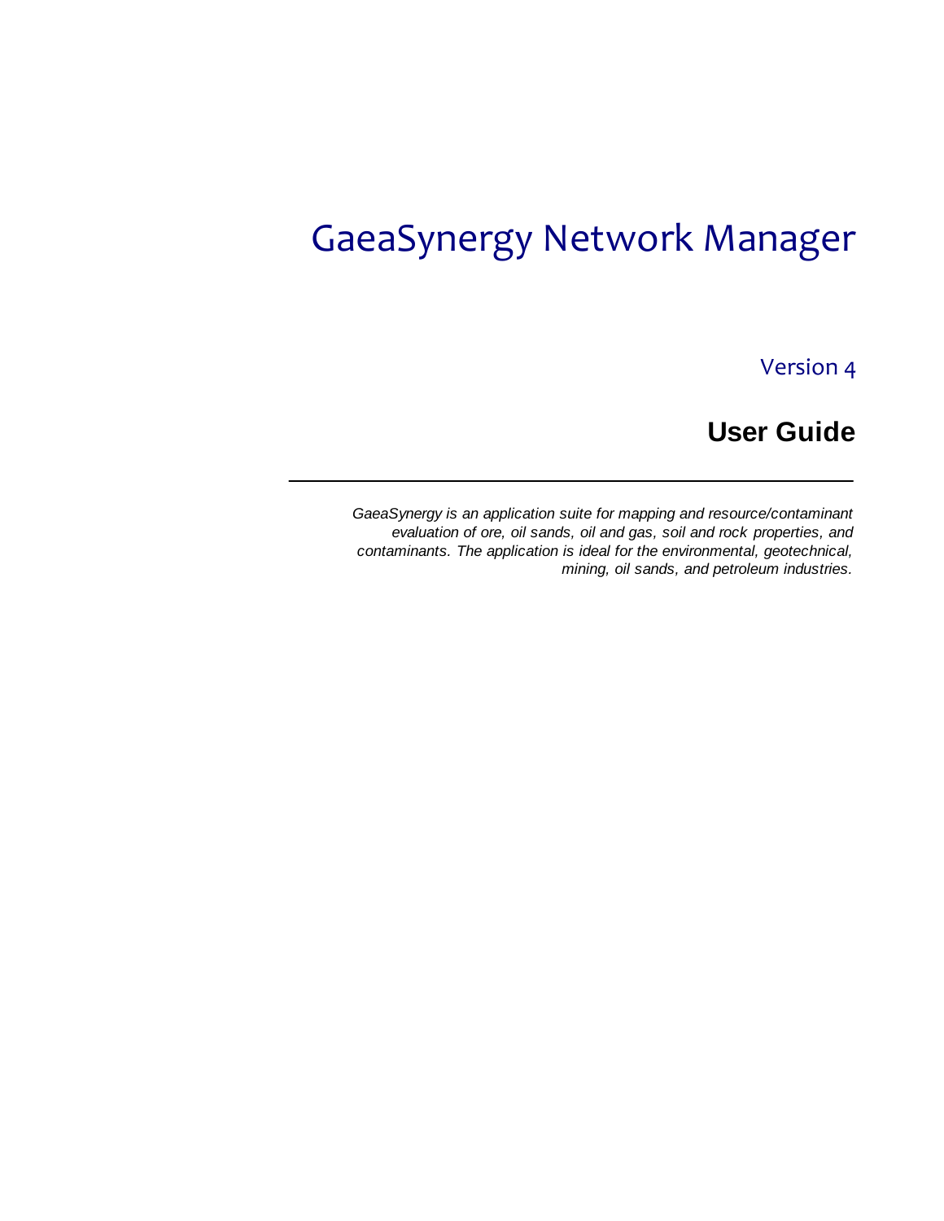# GaeaSynergy Network Manager

Version 4

## User Guide

---

*GaeaSynergy is an application suite for mapping and resource/contaminant evaluation of ore, oil sands, oil and gas, soil and rock properties, and contaminants. The application is ideal for the environmental, geotechnical, mining, oil sands, and petroleum industries.*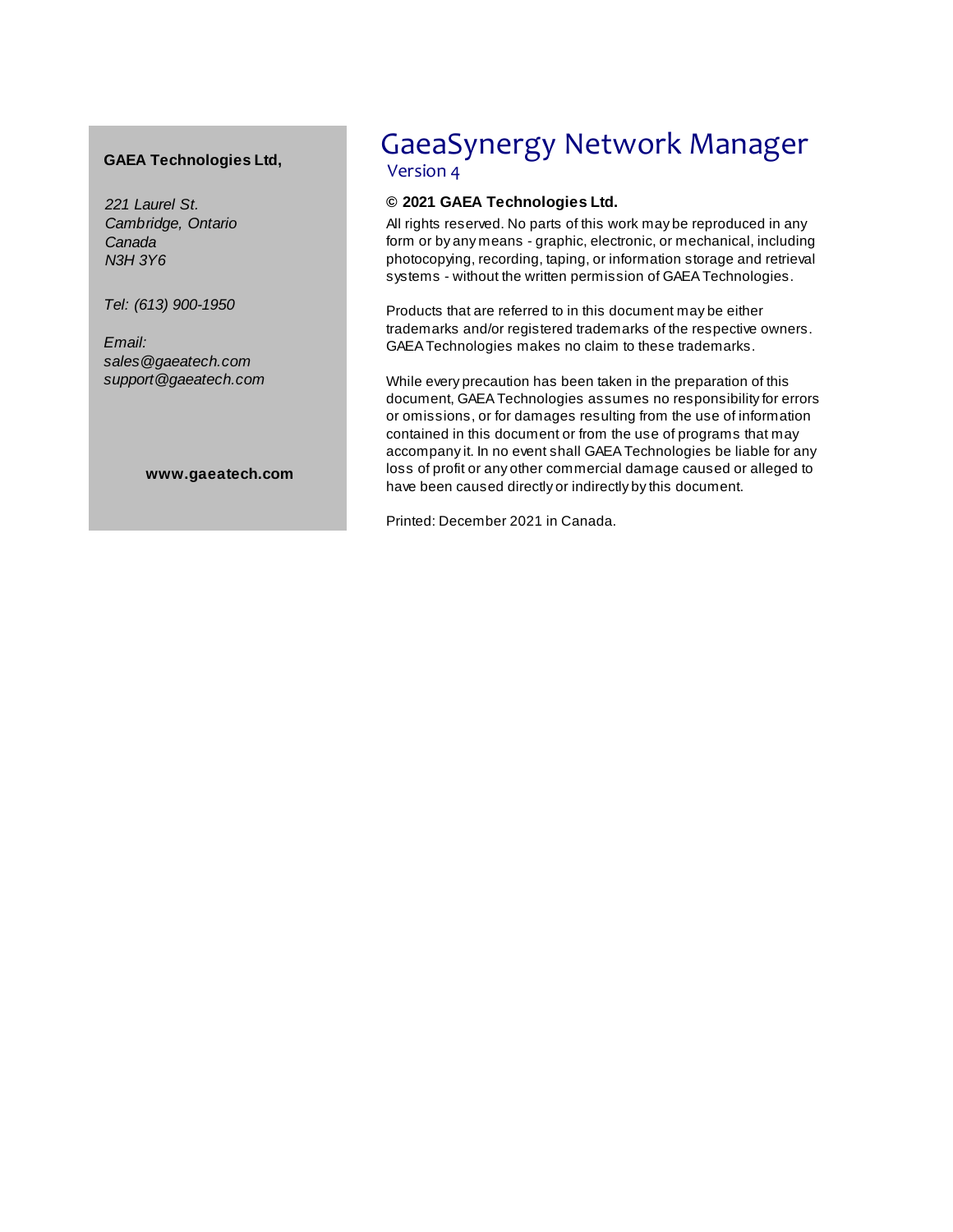# GaeaSynergy Network Manager

Version 4

**© 2021 GAEA Technologies Ltd.**

All rights reserved. No parts of this work may be reproduced in any form or by any means - graphic, electronic, or mechanical, including photocopying, recording, taping, or information storage and retrieval systems - without the written permission of GAEA Technologies.

Products that are referred to in this document may be either trademarks and/or registered trademarks of the respective owners. GAEA Technologies makes no claim to these trademarks.

While every precaution has been taken in the preparation of this document, GAEA Technologies assumes no responsibility for errors or omissions, or for damages resulting from the use of information contained in this document or from the use of programs that may accompany it. In no event shall GAEA Technologies be liable for any loss of profit or any other commercial damage caused or alleged to have been caused directly or indirectly by this document.

Printed: December 2021 in Canada.

**GAEA Technologies Ltd,**

*221 Laurel St.*
*Cambridge, Ontario*
*Canada*
*N3H 3Y6*

*Tel: (613) 900-1950*

*Email:*
*sales@gaeatech.com*
*support@gaeatech.com*

**www.gaeatech.com**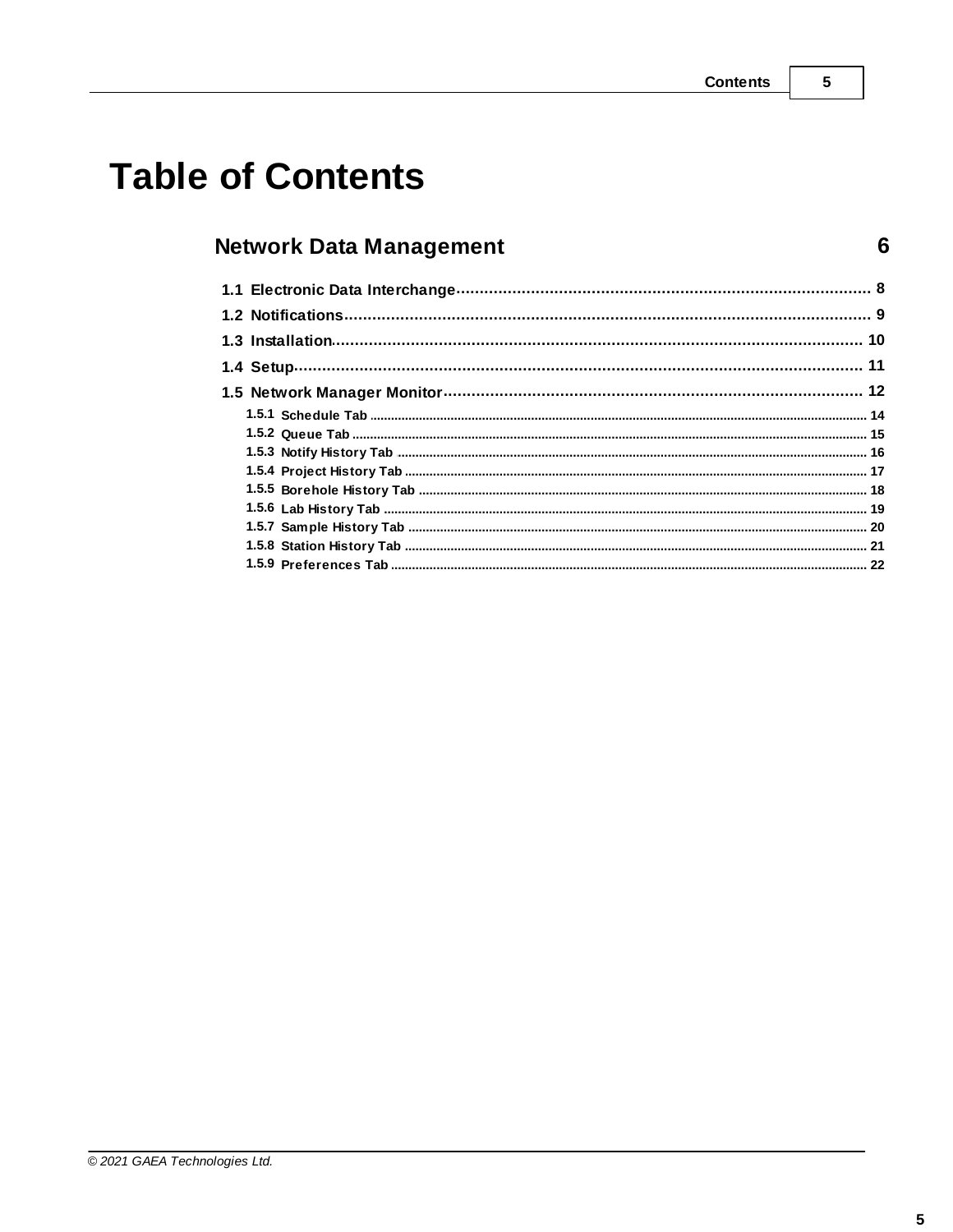# Table of Contents

## Network Data Management 6

- 1.1 Electronic Data Interchange ... 8
- 1.2 Notifications ... 9
- 1.3 Installation ... 10
- 1.4 Setup ... 11
- 1.5 Network Manager Monitor ... 12
  - 1.5.1 Schedule Tab ... 14
  - 1.5.2 Queue Tab ... 15
  - 1.5.3 Notify History Tab ... 16
  - 1.5.4 Project History Tab ... 17
  - 1.5.5 Borehole History Tab ... 18
  - 1.5.6 Lab History Tab ... 19
  - 1.5.7 Sample History Tab ... 20
  - 1.5.8 Station History Tab ... 21
  - 1.5.9 Preferences Tab ... 22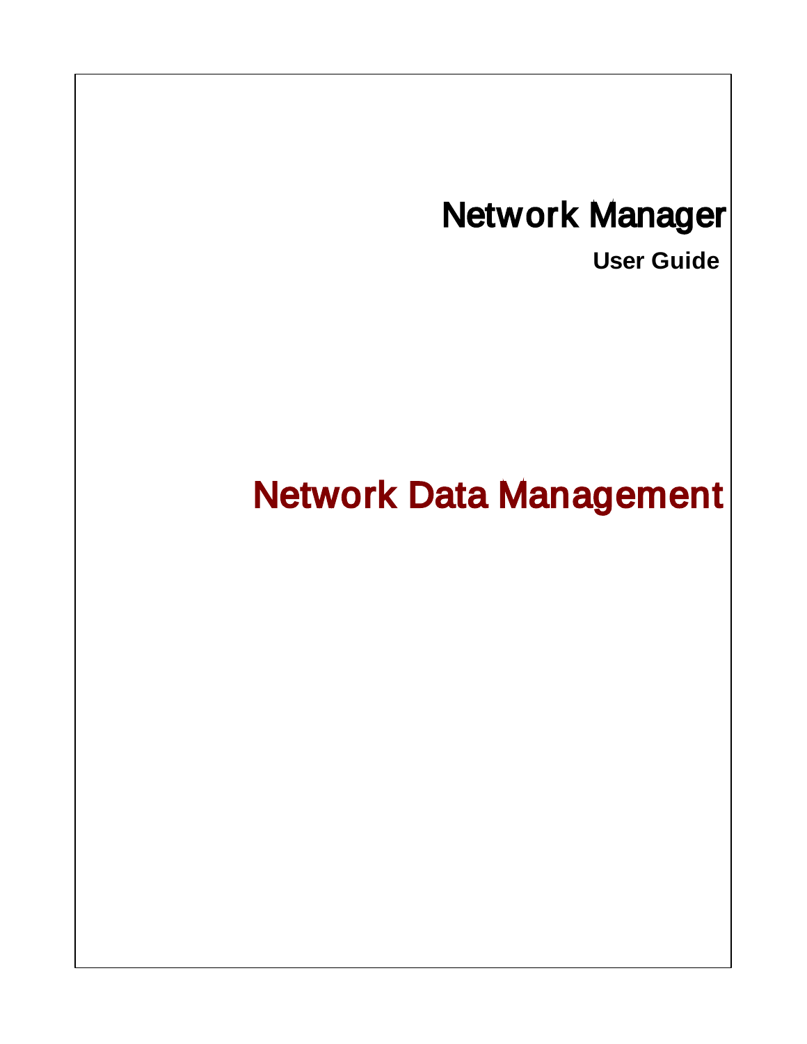# Network Manager

**User Guide**

# Network Data Management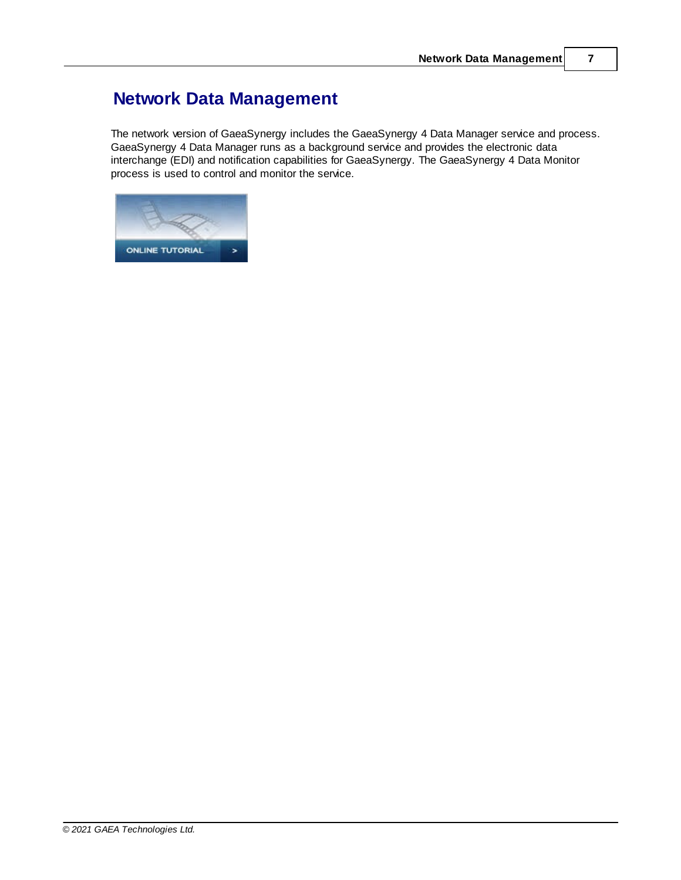# Network Data Management

The network version of GaeaSynergy includes the GaeaSynergy 4 Data Manager service and process. GaeaSynergy 4 Data Manager runs as a background service and provides the electronic data interchange (EDI) and notification capabilities for GaeaSynergy. The GaeaSynergy 4 Data Monitor process is used to control and monitor the service.

ONLINE TUTORIAL >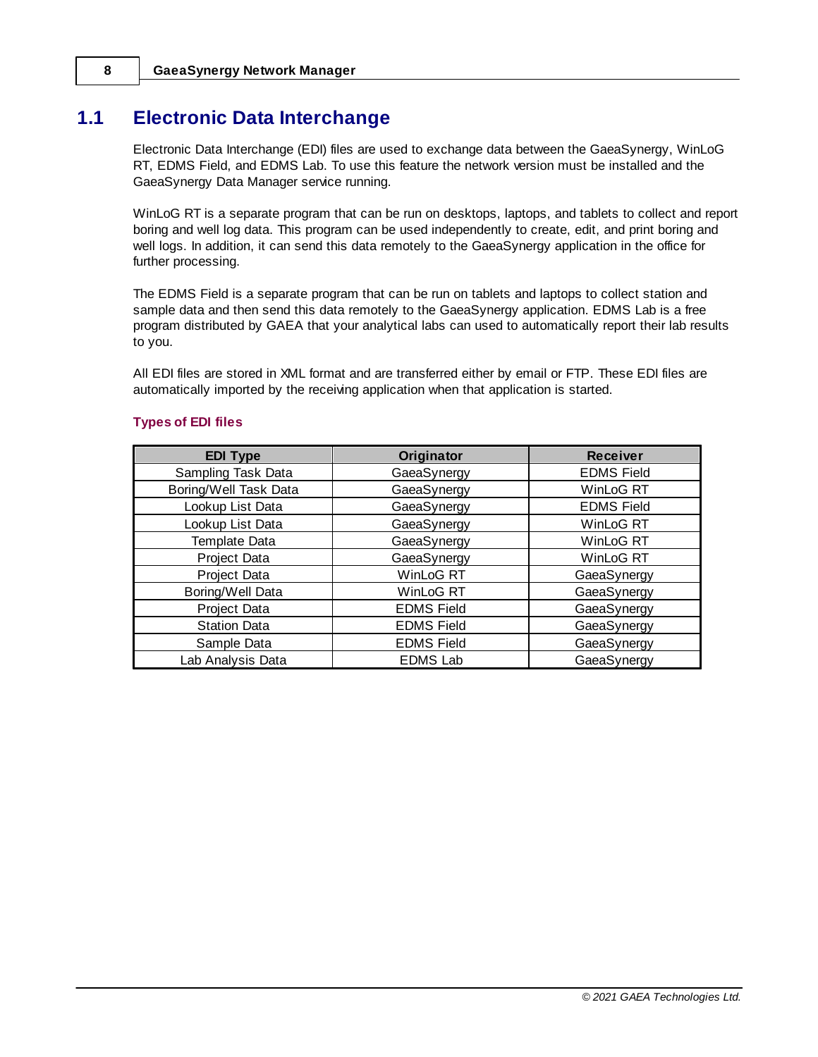## 1.1 Electronic Data Interchange

Electronic Data Interchange (EDI) files are used to exchange data between the GaeaSynergy, WinLoG RT, EDMS Field, and EDMS Lab. To use this feature the network version must be installed and the GaeaSynergy Data Manager service running.

WinLoG RT is a separate program that can be run on desktops, laptops, and tablets to collect and report boring and well log data. This program can be used independently to create, edit, and print boring and well logs. In addition, it can send this data remotely to the GaeaSynergy application in the office for further processing.

The EDMS Field is a separate program that can be run on tablets and laptops to collect station and sample data and then send this data remotely to the GaeaSynergy application. EDMS Lab is a free program distributed by GAEA that your analytical labs can used to automatically report their lab results to you.

All EDI files are stored in XML format and are transferred either by email or FTP. These EDI files are automatically imported by the receiving application when that application is started.

**Types of EDI files**

| EDI Type | Originator | Receiver |
|---|---|---|
| Sampling Task Data | GaeaSynergy | EDMS Field |
| Boring/Well Task Data | GaeaSynergy | WinLoG RT |
| Lookup List Data | GaeaSynergy | EDMS Field |
| Lookup List Data | GaeaSynergy | WinLoG RT |
| Template Data | GaeaSynergy | WinLoG RT |
| Project Data | GaeaSynergy | WinLoG RT |
| Project Data | WinLoG RT | GaeaSynergy |
| Boring/Well Data | WinLoG RT | GaeaSynergy |
| Project Data | EDMS Field | GaeaSynergy |
| Station Data | EDMS Field | GaeaSynergy |
| Sample Data | EDMS Field | GaeaSynergy |
| Lab Analysis Data | EDMS Lab | GaeaSynergy |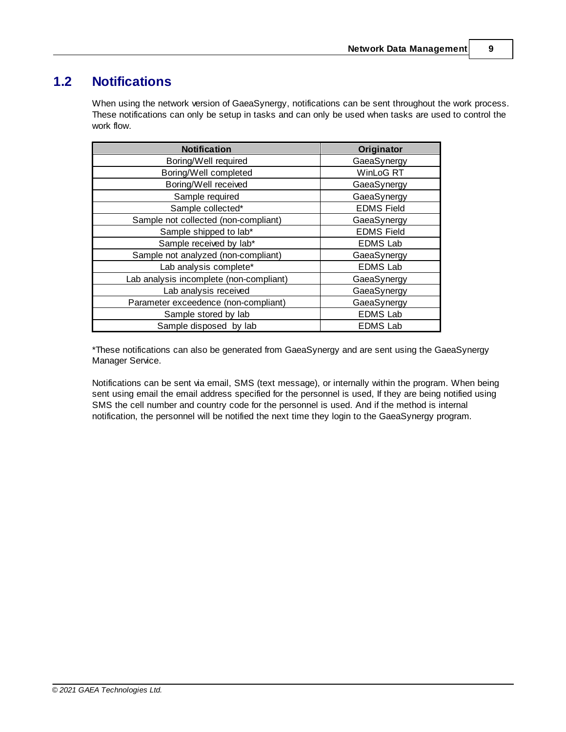## 1.2 Notifications

When using the network version of GaeaSynergy, notifications can be sent throughout the work process. These notifications can only be setup in tasks and can only be used when tasks are used to control the work flow.

| Notification | Originator |
|---|---|
| Boring/Well required | GaeaSynergy |
| Boring/Well completed | WinLoG RT |
| Boring/Well received | GaeaSynergy |
| Sample required | GaeaSynergy |
| Sample collected* | EDMS Field |
| Sample not collected (non-compliant) | GaeaSynergy |
| Sample shipped to lab* | EDMS Field |
| Sample received by lab* | EDMS Lab |
| Sample not analyzed (non-compliant) | GaeaSynergy |
| Lab analysis complete* | EDMS Lab |
| Lab analysis incomplete (non-compliant) | GaeaSynergy |
| Lab analysis received | GaeaSynergy |
| Parameter exceedence (non-compliant) | GaeaSynergy |
| Sample stored by lab | EDMS Lab |
| Sample disposed by lab | EDMS Lab |

*These notifications can also be generated from GaeaSynergy and are sent using the GaeaSynergy Manager Service.

Notifications can be sent via email, SMS (text message), or internally within the program. When being sent using email the email address specified for the personnel is used, If they are being notified using SMS the cell number and country code for the personnel is used. And if the method is internal notification, the personnel will be notified the next time they login to the GaeaSynergy program.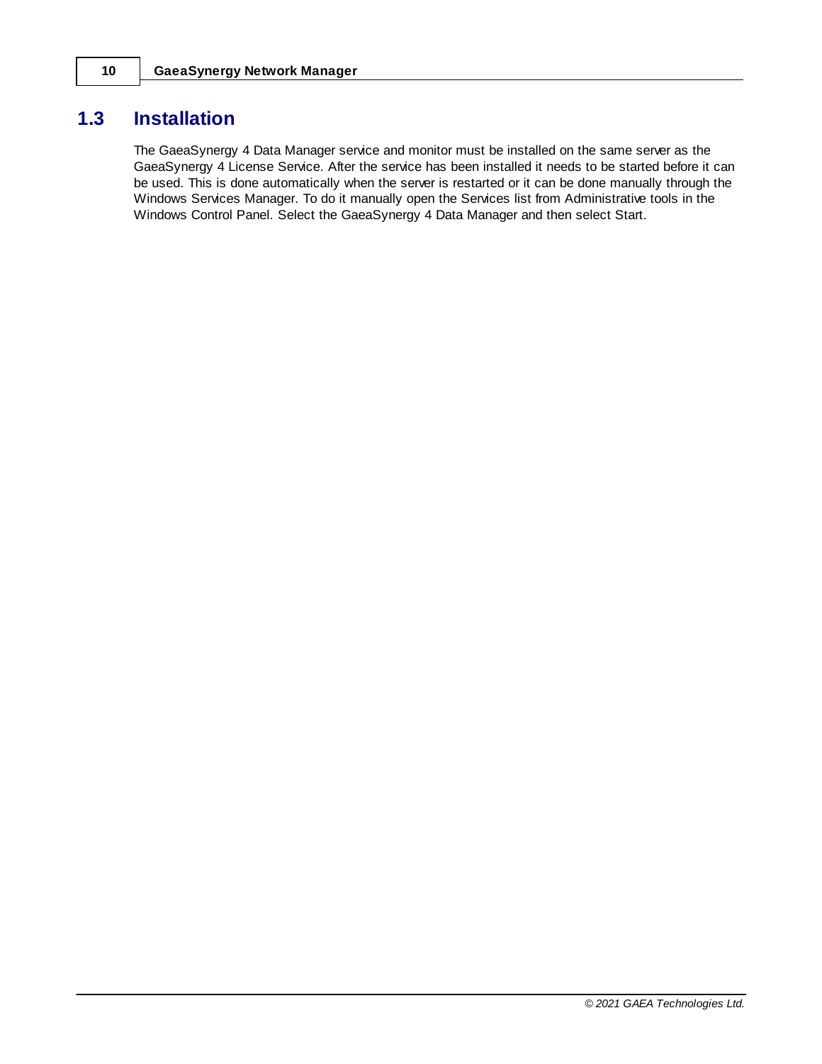## 1.3 Installation

The GaeaSynergy 4 Data Manager service and monitor must be installed on the same server as the GaeaSynergy 4 License Service. After the service has been installed it needs to be started before it can be used. This is done automatically when the server is restarted or it can be done manually through the Windows Services Manager. To do it manually open the Services list from Administrative tools in the Windows Control Panel. Select the GaeaSynergy 4 Data Manager and then select Start.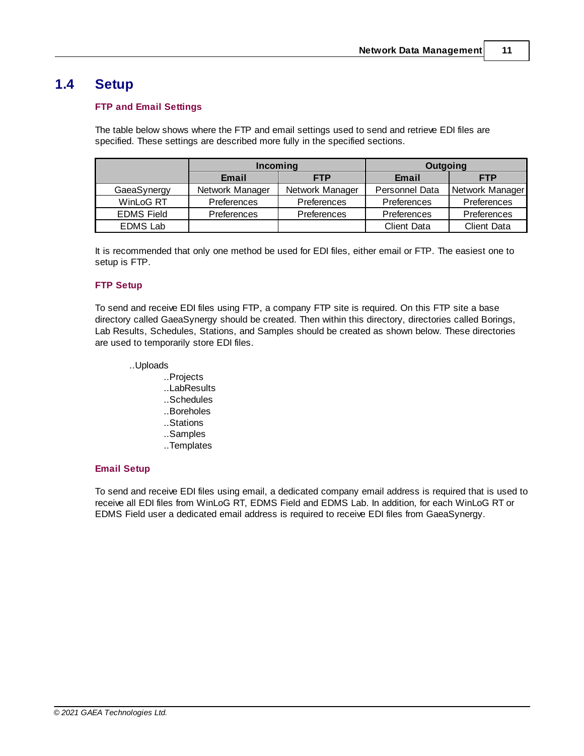## 1.4 Setup

### FTP and Email Settings

The table below shows where the FTP and email settings used to send and retrieve EDI files are specified. These settings are described more fully in the specified sections.

| | Incoming | | Outgoing | |
|---|---|---|---|---|
| | **Email** | **FTP** | **Email** | **FTP** |
| GaeaSynergy | Network Manager | Network Manager | Personnel Data | Network Manager |
| WinLoG RT | Preferences | Preferences | Preferences | Preferences |
| EDMS Field | Preferences | Preferences | Preferences | Preferences |
| EDMS Lab | | | Client Data | Client Data |

It is recommended that only one method be used for EDI files, either email or FTP. The easiest one to setup is FTP.

### FTP Setup

To send and receive EDI files using FTP, a company FTP site is required. On this FTP site a base directory called GaeaSynergy should be created. Then within this directory, directories called Borings, Lab Results, Schedules, Stations, and Samples should be created as shown below. These directories are used to temporarily store EDI files.

```
..Uploads
        ..Projects
        ..LabResults
        ..Schedules
        ..Boreholes
        ..Stations
        ..Samples
        ..Templates
```

### Email Setup

To send and receive EDI files using email, a dedicated company email address is required that is used to receive all EDI files from WinLoG RT, EDMS Field and EDMS Lab. In addition, for each WinLoG RT or EDMS Field user a dedicated email address is required to receive EDI files from GaeaSynergy.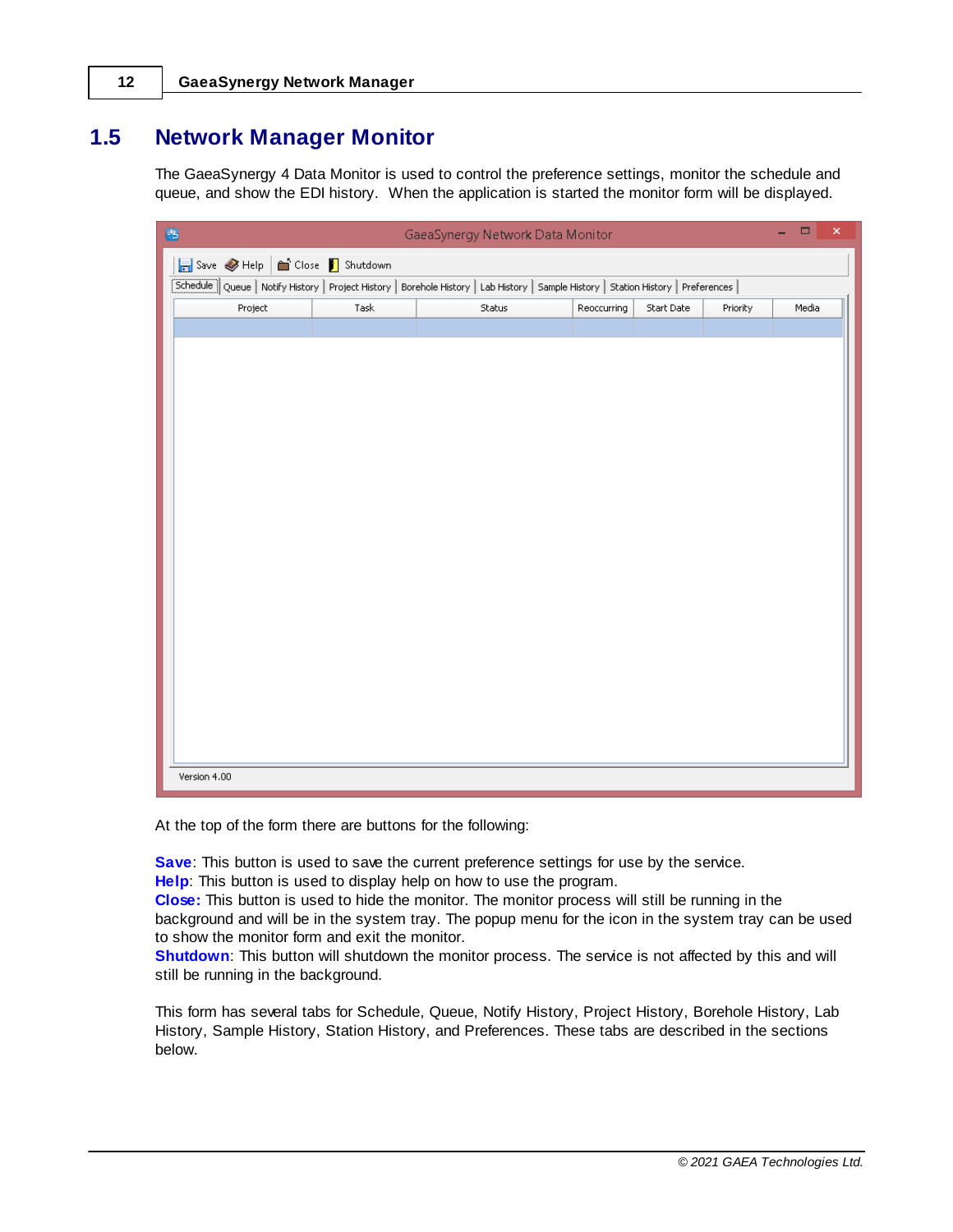## 1.5 Network Manager Monitor

The GaeaSynergy 4 Data Monitor is used to control the preference settings, monitor the schedule and queue, and show the EDI history. When the application is started the monitor form will be displayed.

At the top of the form there are buttons for the following:

**Save**: This button is used to save the current preference settings for use by the service.
**Help**: This button is used to display help on how to use the program.
**Close:** This button is used to hide the monitor. The monitor process will still be running in the background and will be in the system tray. The popup menu for the icon in the system tray can be used to show the monitor form and exit the monitor.
**Shutdown**: This button will shutdown the monitor process. The service is not affected by this and will still be running in the background.

This form has several tabs for Schedule, Queue, Notify History, Project History, Borehole History, Lab History, Sample History, Station History, and Preferences. These tabs are described in the sections below.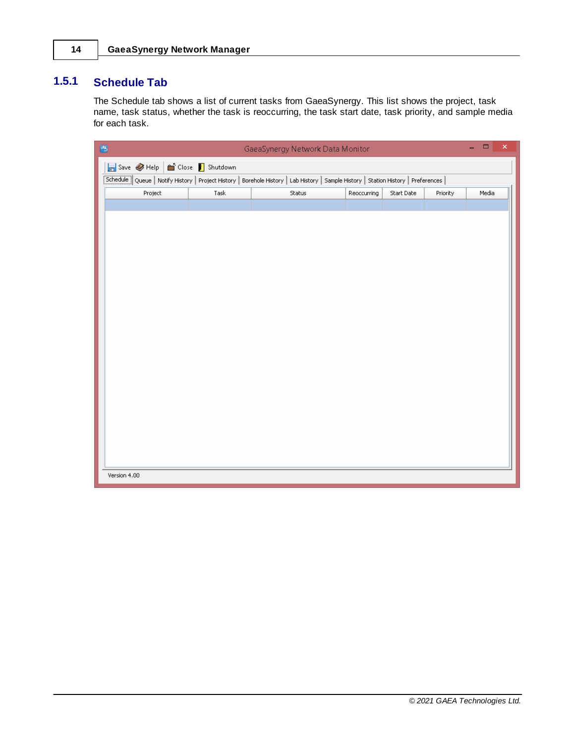## 1.5.1 Schedule Tab

The Schedule tab shows a list of current tasks from GaeaSynergy. This list shows the project, task name, task status, whether the task is reoccurring, the task start date, task priority, and sample media for each task.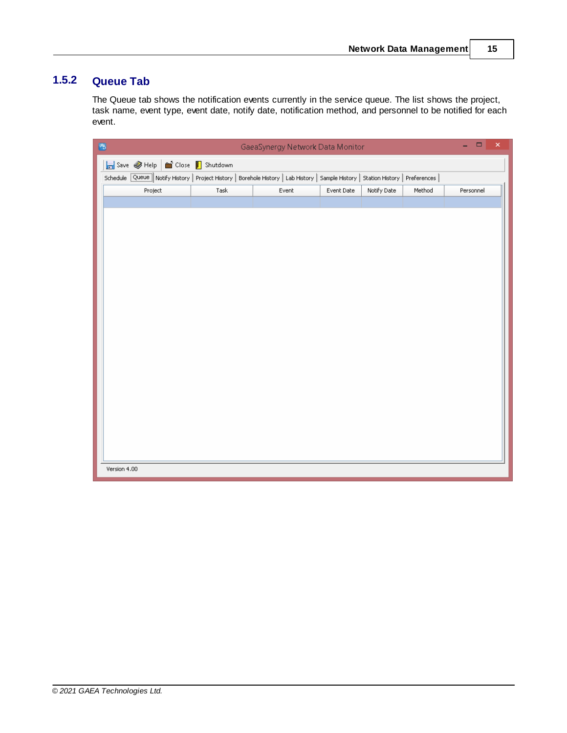## 1.5.2 Queue Tab

The Queue tab shows the notification events currently in the service queue. The list shows the project, task name, event type, event date, notify date, notification method, and personnel to be notified for each event.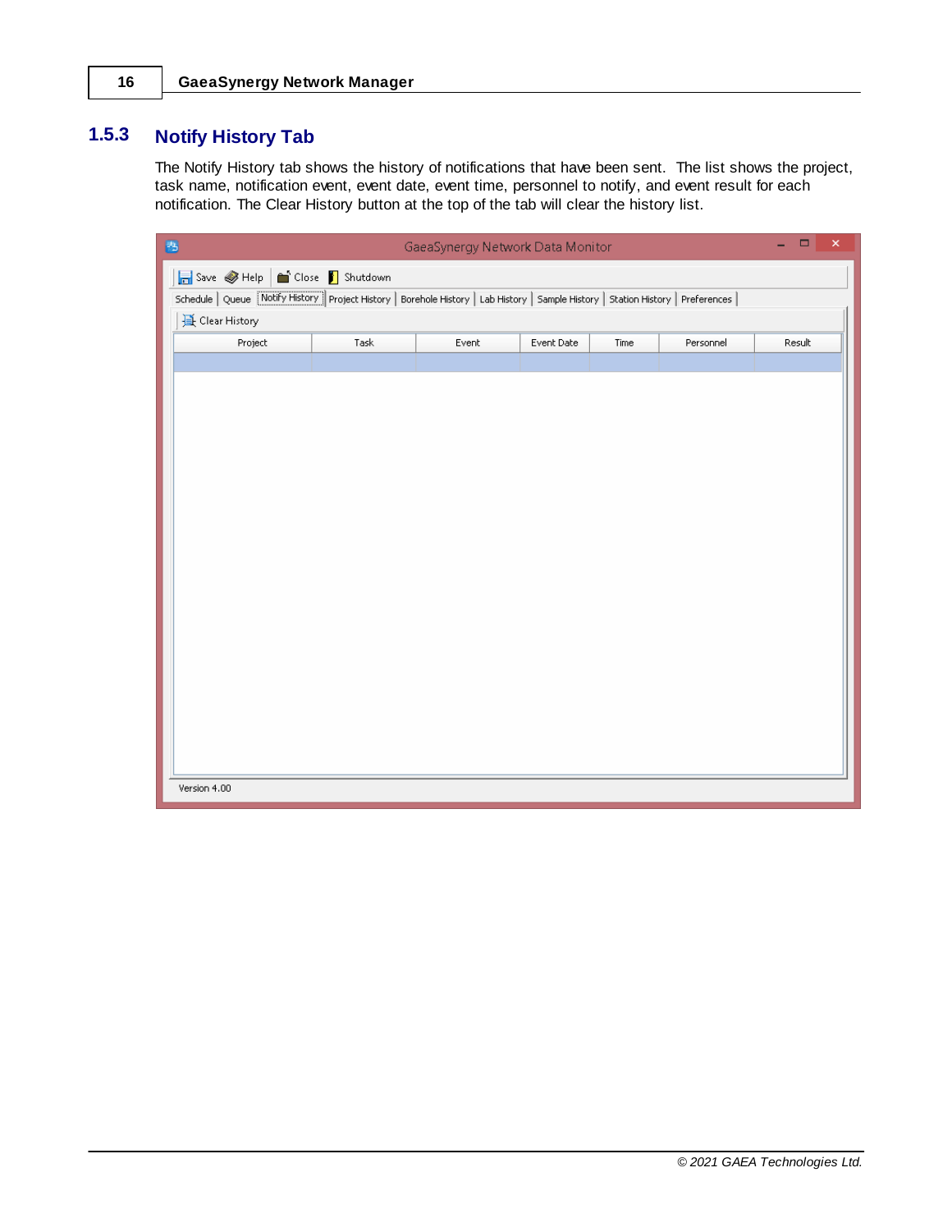## 1.5.3 Notify History Tab

The Notify History tab shows the history of notifications that have been sent. The list shows the project, task name, notification event, event date, event time, personnel to notify, and event result for each notification. The Clear History button at the top of the tab will clear the history list.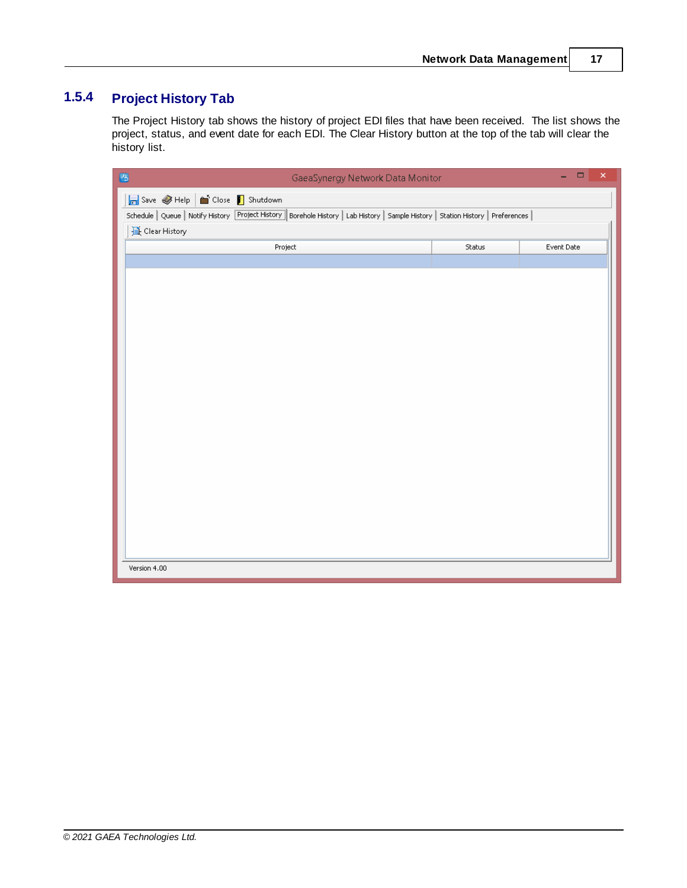## 1.5.4 Project History Tab

The Project History tab shows the history of project EDI files that have been received. The list shows the project, status, and event date for each EDI. The Clear History button at the top of the tab will clear the history list.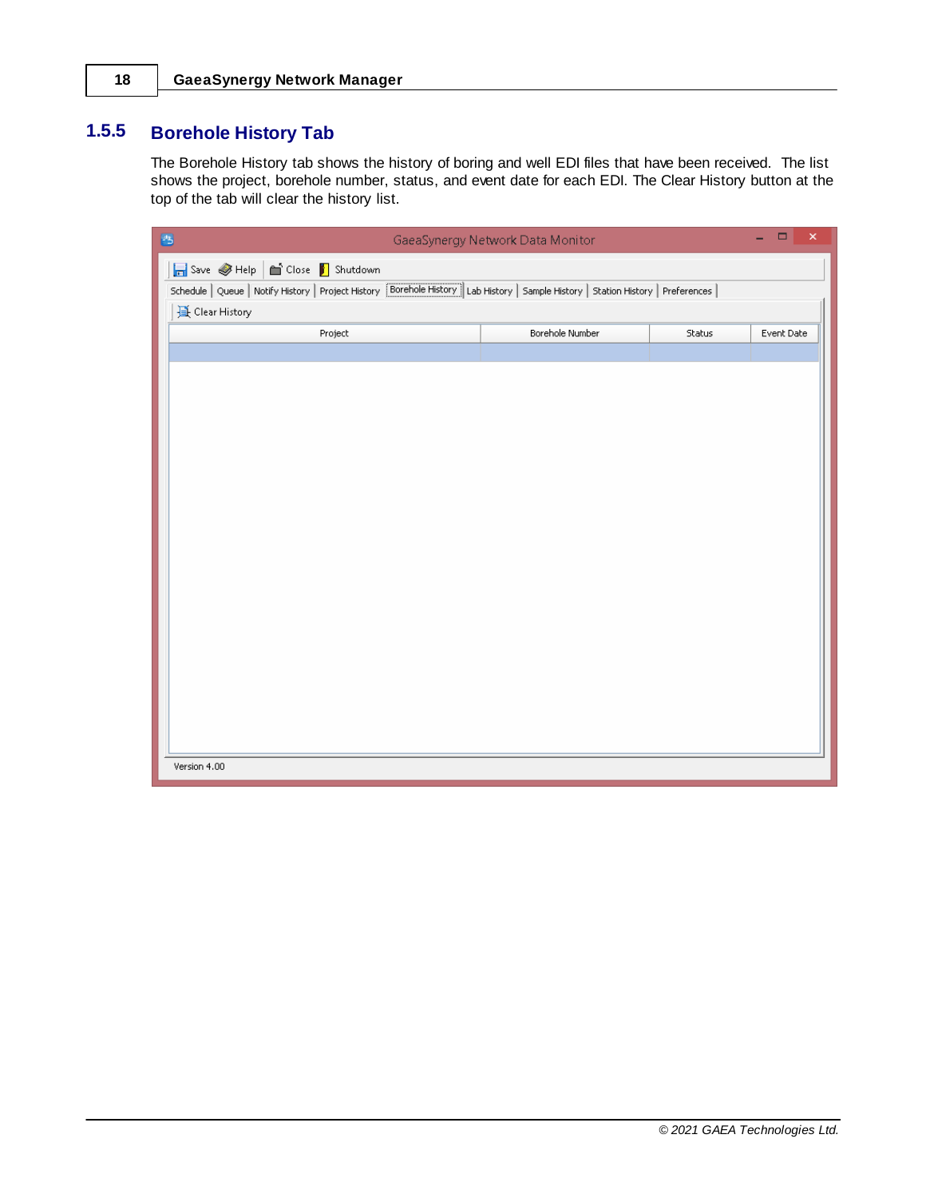## 1.5.5 Borehole History Tab

The Borehole History tab shows the history of boring and well EDI files that have been received. The list shows the project, borehole number, status, and event date for each EDI. The Clear History button at the top of the tab will clear the history list.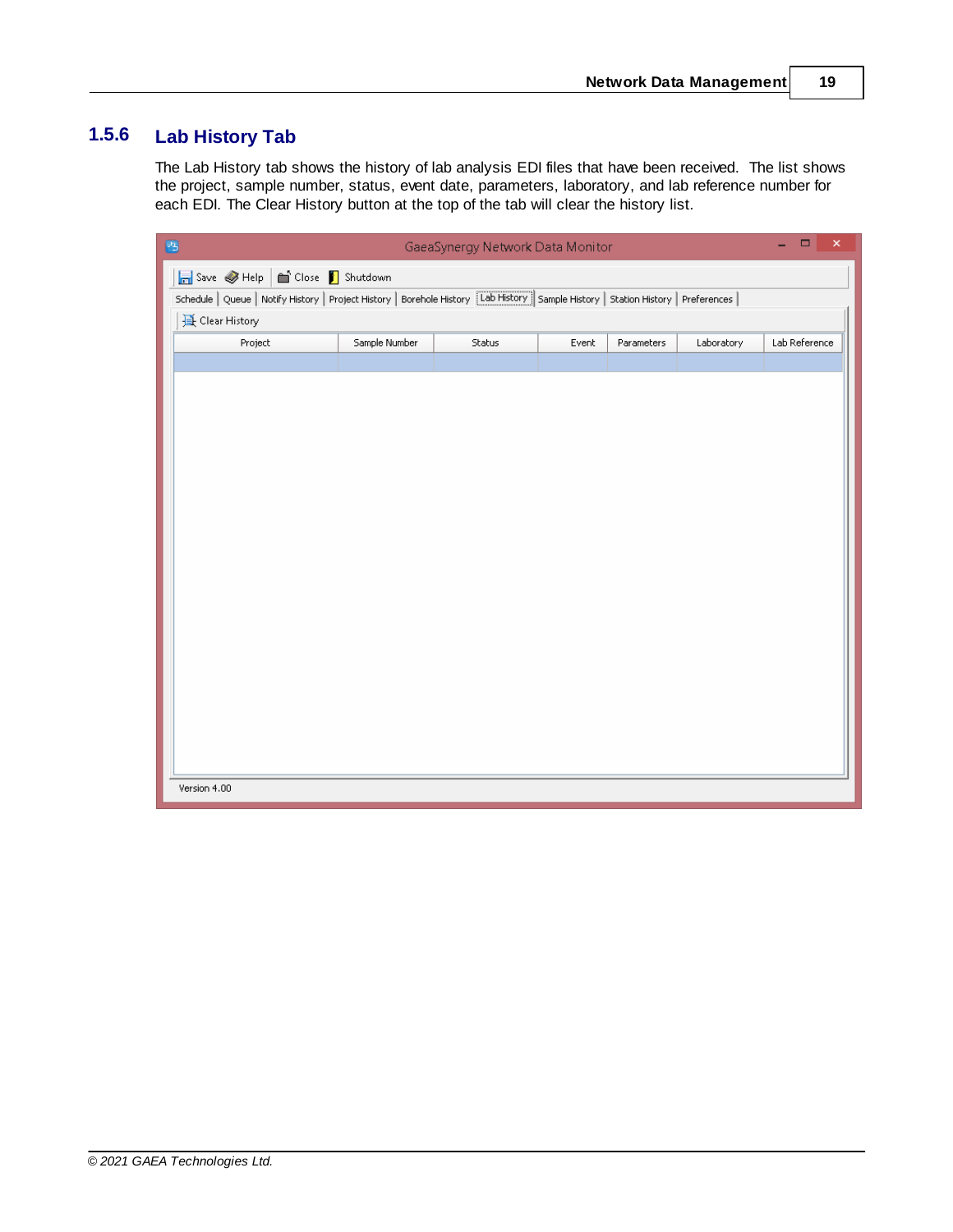## 1.5.6 Lab History Tab

The Lab History tab shows the history of lab analysis EDI files that have been received. The list shows the project, sample number, status, event date, parameters, laboratory, and lab reference number for each EDI. The Clear History button at the top of the tab will clear the history list.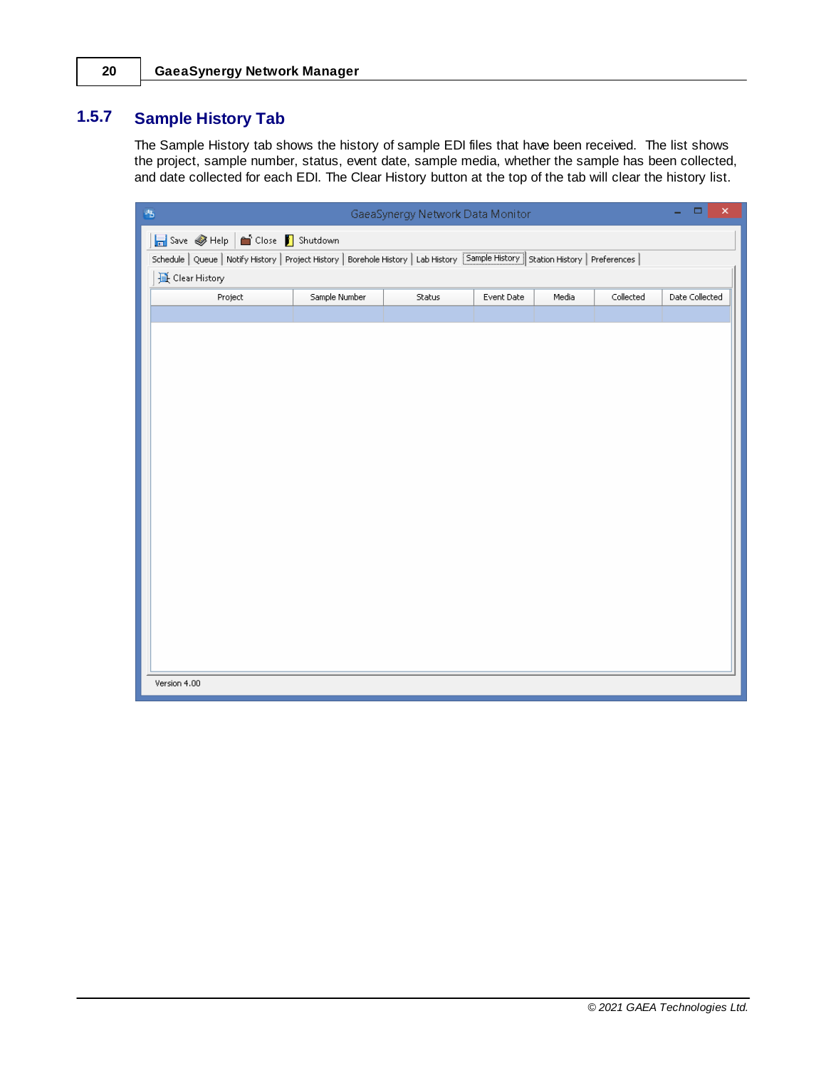## 1.5.7 Sample History Tab

The Sample History tab shows the history of sample EDI files that have been received. The list shows the project, sample number, status, event date, sample media, whether the sample has been collected, and date collected for each EDI. The Clear History button at the top of the tab will clear the history list.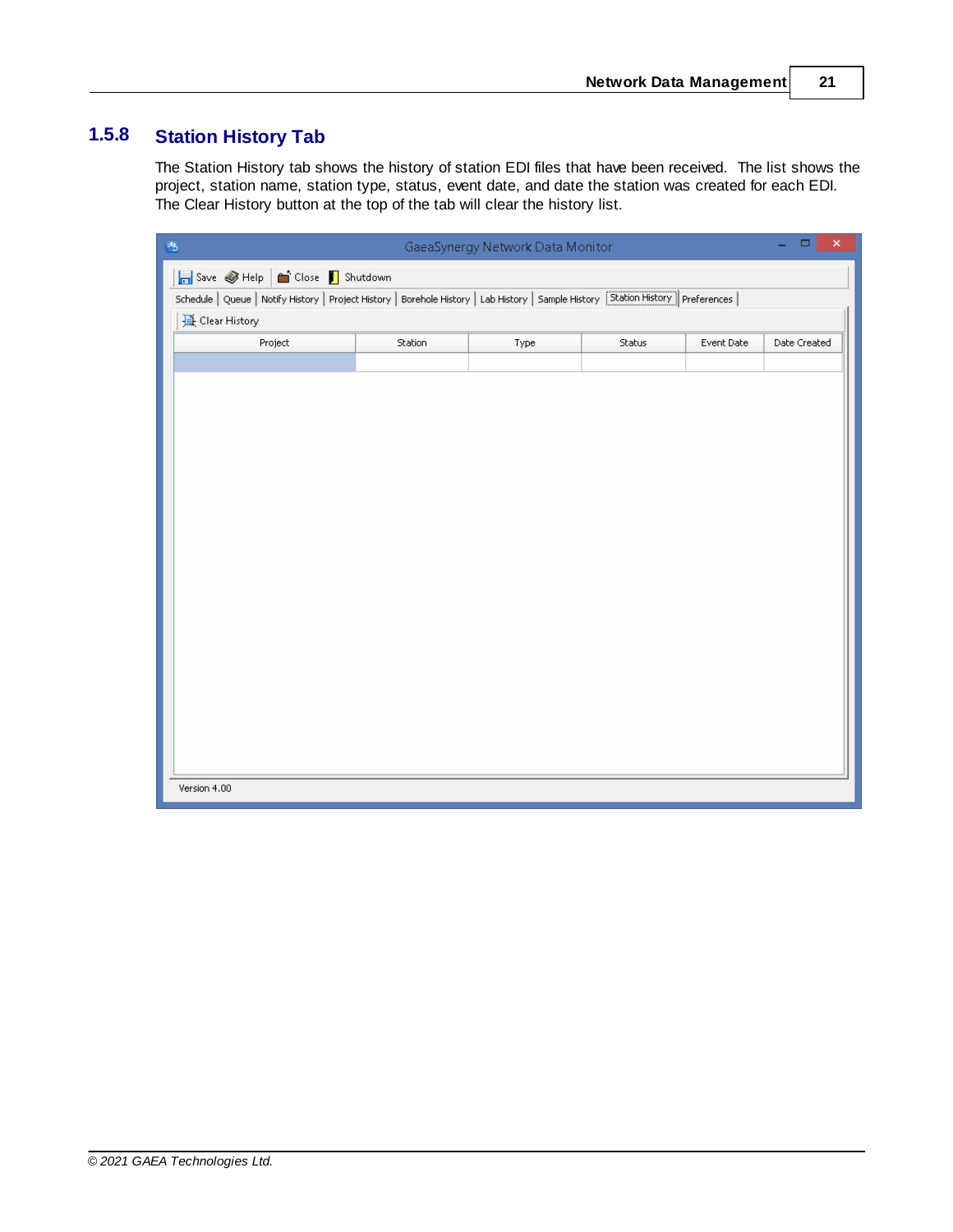## 1.5.8 Station History Tab

The Station History tab shows the history of station EDI files that have been received. The list shows the project, station name, station type, status, event date, and date the station was created for each EDI. The Clear History button at the top of the tab will clear the history list.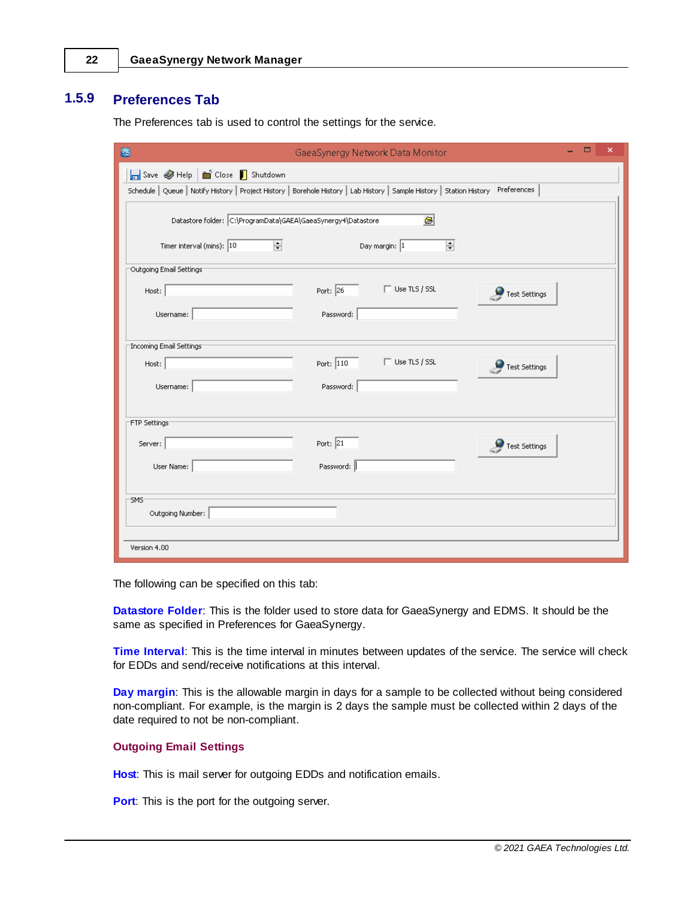## 1.5.9 Preferences Tab

The Preferences tab is used to control the settings for the service.

The following can be specified on this tab:

**Datastore Folder**: This is the folder used to store data for GaeaSynergy and EDMS. It should be the same as specified in Preferences for GaeaSynergy.

**Time Interval**: This is the time interval in minutes between updates of the service. The service will check for EDDs and send/receive notifications at this interval.

**Day margin**: This is the allowable margin in days for a sample to be collected without being considered non-compliant. For example, is the margin is 2 days the sample must be collected within 2 days of the date required to not be non-compliant.

**Outgoing Email Settings**

**Host**: This is mail server for outgoing EDDs and notification emails.

**Port**: This is the port for the outgoing server.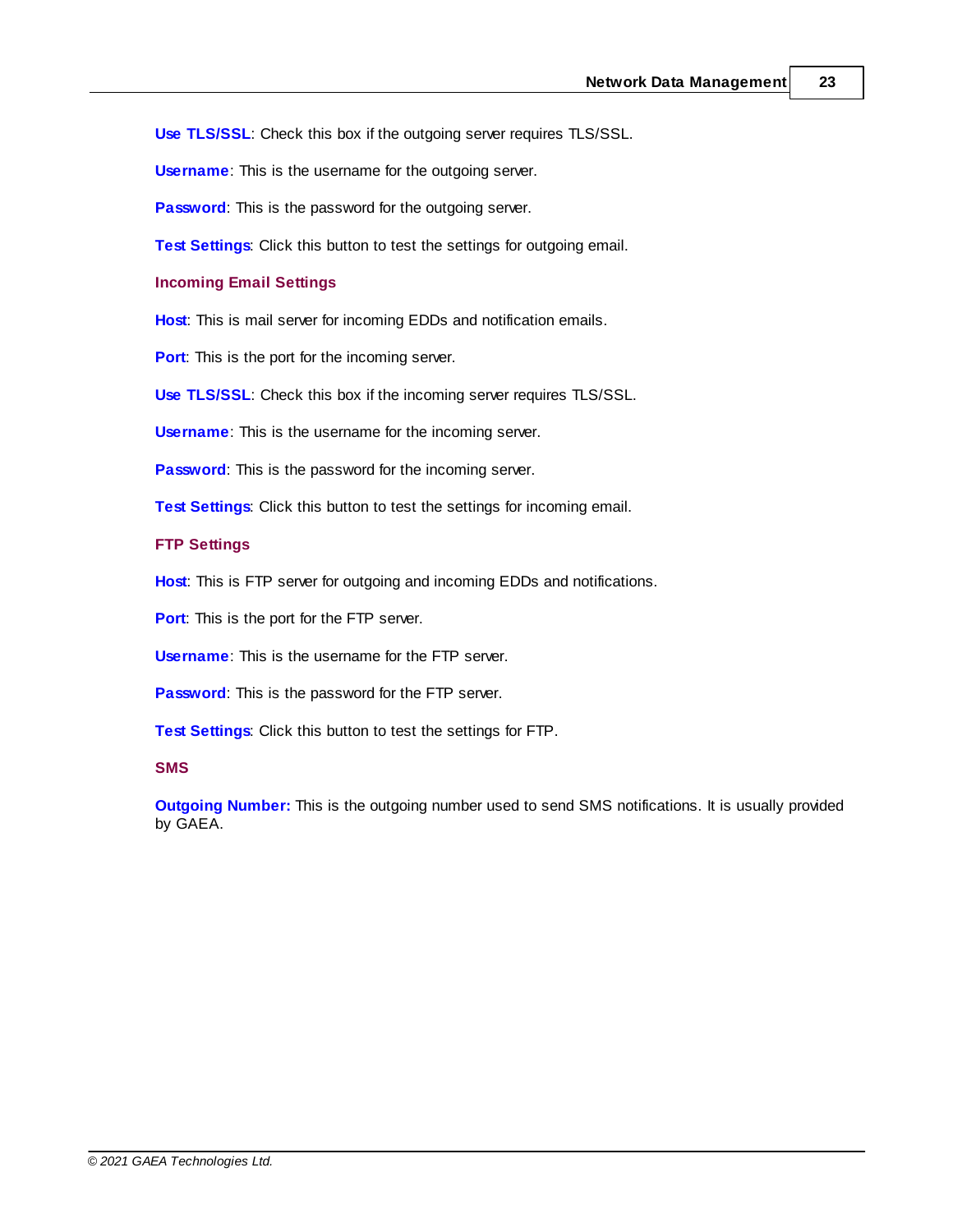**Use TLS/SSL**: Check this box if the outgoing server requires TLS/SSL.

**Username**: This is the username for the outgoing server.

**Password**: This is the password for the outgoing server.

**Test Settings**: Click this button to test the settings for outgoing email.

### Incoming Email Settings

**Host**: This is mail server for incoming EDDs and notification emails.

**Port**: This is the port for the incoming server.

**Use TLS/SSL**: Check this box if the incoming server requires TLS/SSL.

**Username**: This is the username for the incoming server.

**Password**: This is the password for the incoming server.

**Test Settings**: Click this button to test the settings for incoming email.

### FTP Settings

**Host**: This is FTP server for outgoing and incoming EDDs and notifications.

**Port**: This is the port for the FTP server.

**Username**: This is the username for the FTP server.

**Password**: This is the password for the FTP server.

**Test Settings**: Click this button to test the settings for FTP.

### SMS

**Outgoing Number:** This is the outgoing number used to send SMS notifications. It is usually provided by GAEA.